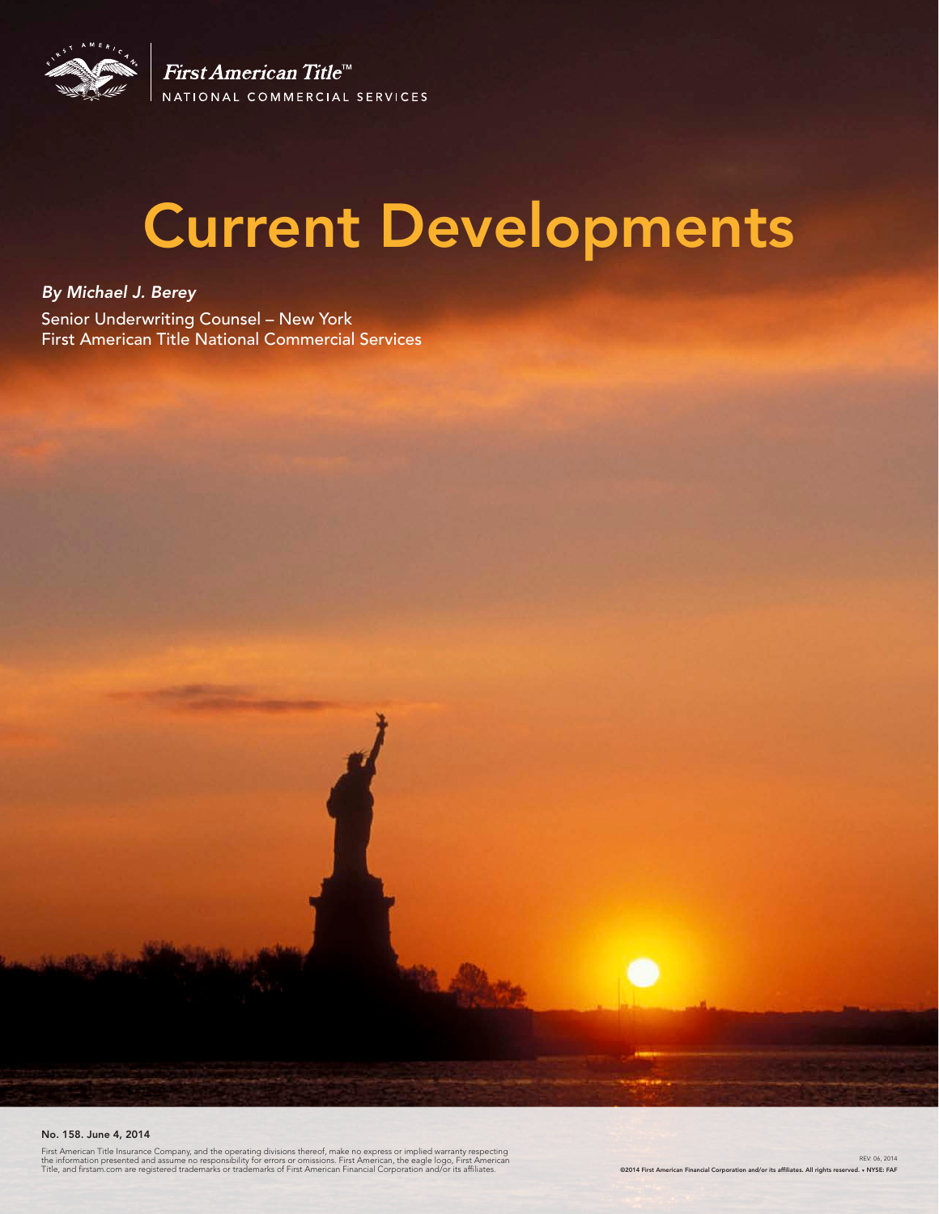First American Title™

NATIONAL COMMERCIAL SERVICES

# Current Developments

*By Michael J. Berey*

Senior Underwriting Counsel – New York
First American Title National Commercial Services

**No. 158. June 4, 2014**

First American Title Insurance Company, and the operating divisions thereof, make no express or implied warranty respecting the information presented and assume no responsibility for errors or omissions. First American, the eagle logo, First American Title, and firstam.com are registered trademarks or trademarks of First American Financial Corporation and/or its affiliates.

REV 06, 2014

©2014 First American Financial Corporation and/or its affiliates. All rights reserved. • NYSE: FAF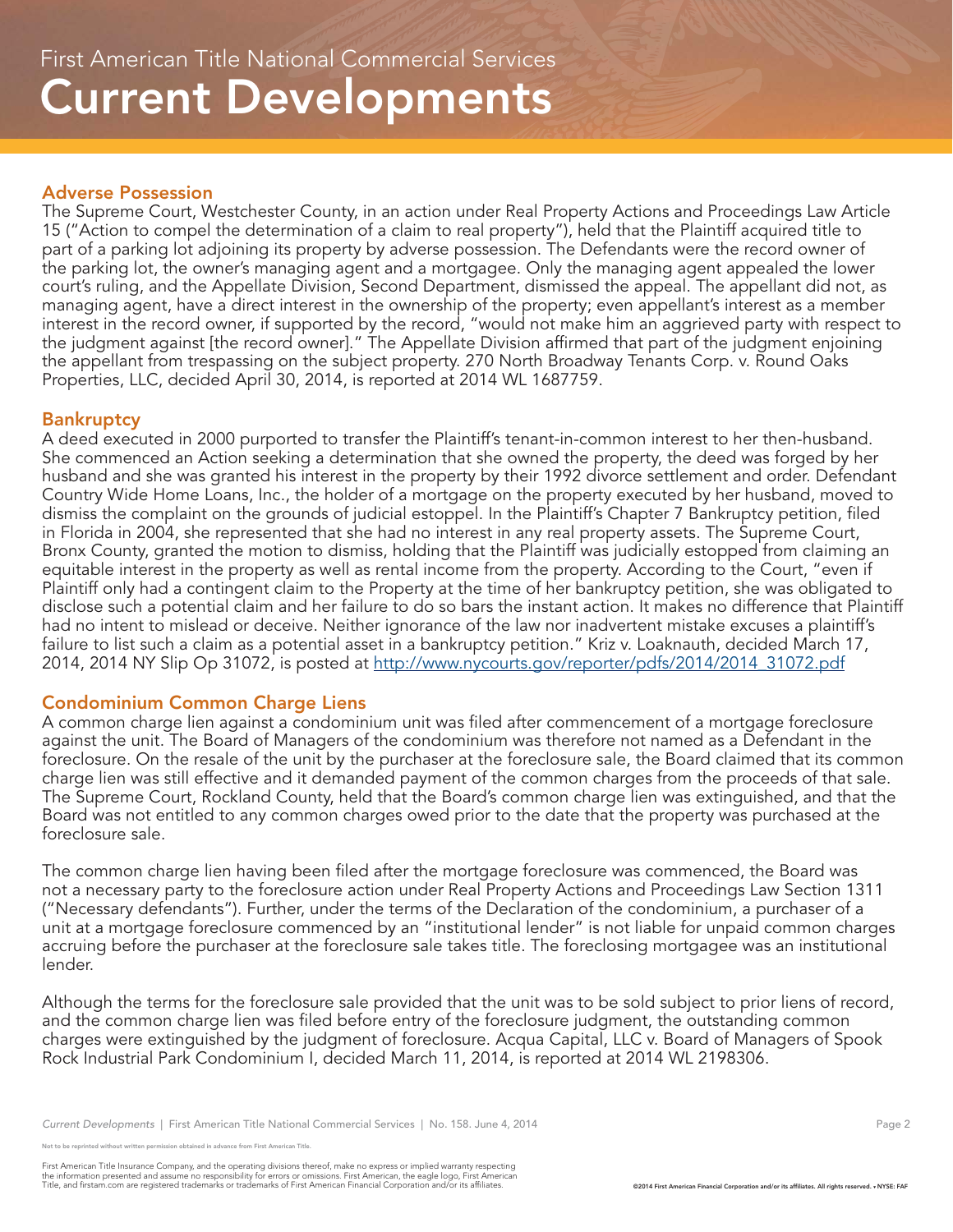# First American Title National Commercial Services
# Current Developments

## Adverse Possession

The Supreme Court, Westchester County, in an action under Real Property Actions and Proceedings Law Article 15 ("Action to compel the determination of a claim to real property"), held that the Plaintiff acquired title to part of a parking lot adjoining its property by adverse possession. The Defendants were the record owner of the parking lot, the owner's managing agent and a mortgagee. Only the managing agent appealed the lower court's ruling, and the Appellate Division, Second Department, dismissed the appeal. The appellant did not, as managing agent, have a direct interest in the ownership of the property; even appellant's interest as a member interest in the record owner, if supported by the record, "would not make him an aggrieved party with respect to the judgment against [the record owner]." The Appellate Division affirmed that part of the judgment enjoining the appellant from trespassing on the subject property. 270 North Broadway Tenants Corp. v. Round Oaks Properties, LLC, decided April 30, 2014, is reported at 2014 WL 1687759.

## Bankruptcy

A deed executed in 2000 purported to transfer the Plaintiff's tenant-in-common interest to her then-husband. She commenced an Action seeking a determination that she owned the property, the deed was forged by her husband and she was granted his interest in the property by their 1992 divorce settlement and order. Defendant Country Wide Home Loans, Inc., the holder of a mortgage on the property executed by her husband, moved to dismiss the complaint on the grounds of judicial estoppel. In the Plaintiff's Chapter 7 Bankruptcy petition, filed in Florida in 2004, she represented that she had no interest in any real property assets. The Supreme Court, Bronx County, granted the motion to dismiss, holding that the Plaintiff was judicially estopped from claiming an equitable interest in the property as well as rental income from the property. According to the Court, "even if Plaintiff only had a contingent claim to the Property at the time of her bankruptcy petition, she was obligated to disclose such a potential claim and her failure to do so bars the instant action. It makes no difference that Plaintiff had no intent to mislead or deceive. Neither ignorance of the law nor inadvertent mistake excuses a plaintiff's failure to list such a claim as a potential asset in a bankruptcy petition." Kriz v. Loaknauth, decided March 17, 2014, 2014 NY Slip Op 31072, is posted at http://www.nycourts.gov/reporter/pdfs/2014/2014_31072.pdf

## Condominium Common Charge Liens

A common charge lien against a condominium unit was filed after commencement of a mortgage foreclosure against the unit. The Board of Managers of the condominium was therefore not named as a Defendant in the foreclosure. On the resale of the unit by the purchaser at the foreclosure sale, the Board claimed that its common charge lien was still effective and it demanded payment of the common charges from the proceeds of that sale. The Supreme Court, Rockland County, held that the Board's common charge lien was extinguished, and that the Board was not entitled to any common charges owed prior to the date that the property was purchased at the foreclosure sale.

The common charge lien having been filed after the mortgage foreclosure was commenced, the Board was not a necessary party to the foreclosure action under Real Property Actions and Proceedings Law Section 1311 ("Necessary defendants"). Further, under the terms of the Declaration of the condominium, a purchaser of a unit at a mortgage foreclosure commenced by an "institutional lender" is not liable for unpaid common charges accruing before the purchaser at the foreclosure sale takes title. The foreclosing mortgagee was an institutional lender.

Although the terms for the foreclosure sale provided that the unit was to be sold subject to prior liens of record, and the common charge lien was filed before entry of the foreclosure judgment, the outstanding common charges were extinguished by the judgment of foreclosure. Acqua Capital, LLC v. Board of Managers of Spook Rock Industrial Park Condominium I, decided March 11, 2014, is reported at 2014 WL 2198306.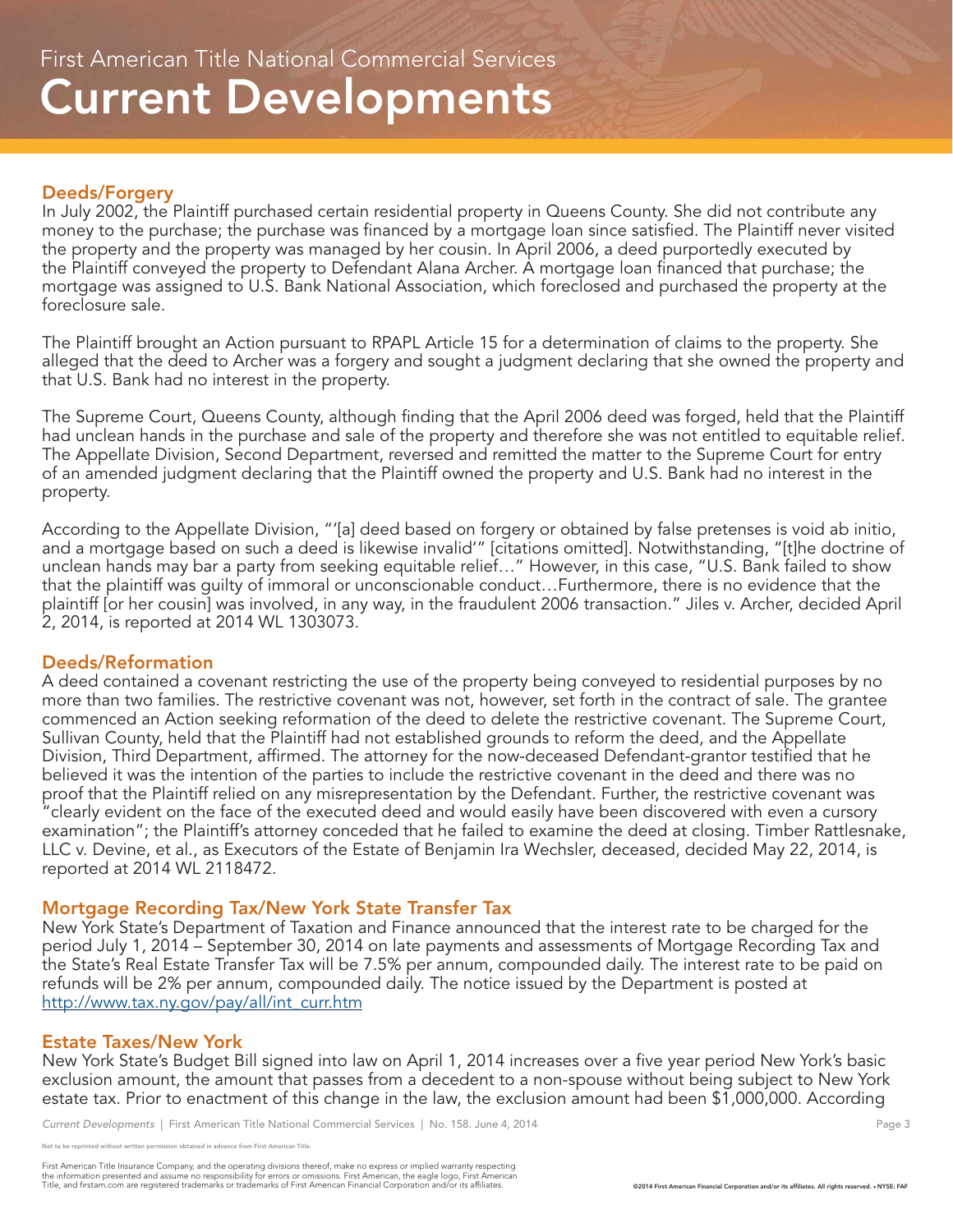## Deeds/Forgery

In July 2002, the Plaintiff purchased certain residential property in Queens County. She did not contribute any money to the purchase; the purchase was financed by a mortgage loan since satisfied. The Plaintiff never visited the property and the property was managed by her cousin. In April 2006, a deed purportedly executed by the Plaintiff conveyed the property to Defendant Alana Archer. A mortgage loan financed that purchase; the mortgage was assigned to U.S. Bank National Association, which foreclosed and purchased the property at the foreclosure sale.

The Plaintiff brought an Action pursuant to RPAPL Article 15 for a determination of claims to the property. She alleged that the deed to Archer was a forgery and sought a judgment declaring that she owned the property and that U.S. Bank had no interest in the property.

The Supreme Court, Queens County, although finding that the April 2006 deed was forged, held that the Plaintiff had unclean hands in the purchase and sale of the property and therefore she was not entitled to equitable relief. The Appellate Division, Second Department, reversed and remitted the matter to the Supreme Court for entry of an amended judgment declaring that the Plaintiff owned the property and U.S. Bank had no interest in the property.

According to the Appellate Division, "'[a] deed based on forgery or obtained by false pretenses is void ab initio, and a mortgage based on such a deed is likewise invalid'" [citations omitted]. Notwithstanding, "[t]he doctrine of unclean hands may bar a party from seeking equitable relief…" However, in this case, "U.S. Bank failed to show that the plaintiff was guilty of immoral or unconscionable conduct…Furthermore, there is no evidence that the plaintiff [or her cousin] was involved, in any way, in the fraudulent 2006 transaction." Jiles v. Archer, decided April 2, 2014, is reported at 2014 WL 1303073.

## Deeds/Reformation

A deed contained a covenant restricting the use of the property being conveyed to residential purposes by no more than two families. The restrictive covenant was not, however, set forth in the contract of sale. The grantee commenced an Action seeking reformation of the deed to delete the restrictive covenant. The Supreme Court, Sullivan County, held that the Plaintiff had not established grounds to reform the deed, and the Appellate Division, Third Department, affirmed. The attorney for the now-deceased Defendant-grantor testified that he believed it was the intention of the parties to include the restrictive covenant in the deed and there was no proof that the Plaintiff relied on any misrepresentation by the Defendant. Further, the restrictive covenant was "clearly evident on the face of the executed deed and would easily have been discovered with even a cursory examination"; the Plaintiff's attorney conceded that he failed to examine the deed at closing. Timber Rattlesnake, LLC v. Devine, et al., as Executors of the Estate of Benjamin Ira Wechsler, deceased, decided May 22, 2014, is reported at 2014 WL 2118472.

## Mortgage Recording Tax/New York State Transfer Tax

New York State's Department of Taxation and Finance announced that the interest rate to be charged for the period July 1, 2014 – September 30, 2014 on late payments and assessments of Mortgage Recording Tax and the State's Real Estate Transfer Tax will be 7.5% per annum, compounded daily. The interest rate to be paid on refunds will be 2% per annum, compounded daily. The notice issued by the Department is posted at http://www.tax.ny.gov/pay/all/int_curr.htm

## Estate Taxes/New York

New York State's Budget Bill signed into law on April 1, 2014 increases over a five year period New York's basic exclusion amount, the amount that passes from a decedent to a non-spouse without being subject to New York estate tax. Prior to enactment of this change in the law, the exclusion amount had been $1,000,000. According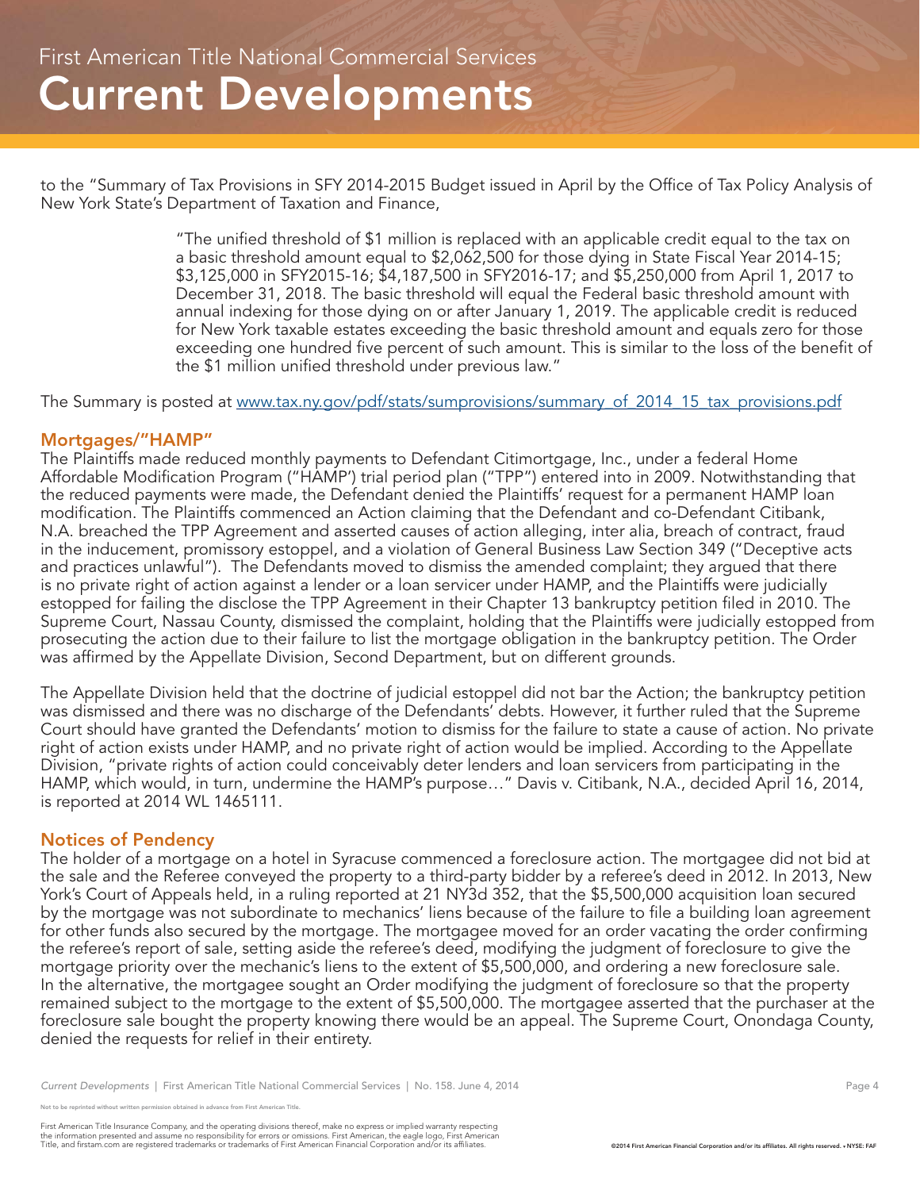to the "Summary of Tax Provisions in SFY 2014-2015 Budget issued in April by the Office of Tax Policy Analysis of New York State's Department of Taxation and Finance,

> "The unified threshold of $1 million is replaced with an applicable credit equal to the tax on a basic threshold amount equal to $2,062,500 for those dying in State Fiscal Year 2014-15; $3,125,000 in SFY2015-16; $4,187,500 in SFY2016-17; and $5,250,000 from April 1, 2017 to December 31, 2018. The basic threshold will equal the Federal basic threshold amount with annual indexing for those dying on or after January 1, 2019. The applicable credit is reduced for New York taxable estates exceeding the basic threshold amount and equals zero for those exceeding one hundred five percent of such amount. This is similar to the loss of the benefit of the $1 million unified threshold under previous law."

The Summary is posted at www.tax.ny.gov/pdf/stats/sumprovisions/summary_of_2014_15_tax_provisions.pdf

## Mortgages/"HAMP"

The Plaintiffs made reduced monthly payments to Defendant Citimortgage, Inc., under a federal Home Affordable Modification Program ("HAMP') trial period plan ("TPP") entered into in 2009. Notwithstanding that the reduced payments were made, the Defendant denied the Plaintiffs' request for a permanent HAMP loan modification. The Plaintiffs commenced an Action claiming that the Defendant and co-Defendant Citibank, N.A. breached the TPP Agreement and asserted causes of action alleging, inter alia, breach of contract, fraud in the inducement, promissory estoppel, and a violation of General Business Law Section 349 ("Deceptive acts and practices unlawful"). The Defendants moved to dismiss the amended complaint; they argued that there is no private right of action against a lender or a loan servicer under HAMP, and the Plaintiffs were judicially estopped for failing the disclose the TPP Agreement in their Chapter 13 bankruptcy petition filed in 2010. The Supreme Court, Nassau County, dismissed the complaint, holding that the Plaintiffs were judicially estopped from prosecuting the action due to their failure to list the mortgage obligation in the bankruptcy petition. The Order was affirmed by the Appellate Division, Second Department, but on different grounds.

The Appellate Division held that the doctrine of judicial estoppel did not bar the Action; the bankruptcy petition was dismissed and there was no discharge of the Defendants' debts. However, it further ruled that the Supreme Court should have granted the Defendants' motion to dismiss for the failure to state a cause of action. No private right of action exists under HAMP, and no private right of action would be implied. According to the Appellate Division, "private rights of action could conceivably deter lenders and loan servicers from participating in the HAMP, which would, in turn, undermine the HAMP's purpose…" Davis v. Citibank, N.A., decided April 16, 2014, is reported at 2014 WL 1465111.

## Notices of Pendency

The holder of a mortgage on a hotel in Syracuse commenced a foreclosure action. The mortgagee did not bid at the sale and the Referee conveyed the property to a third-party bidder by a referee's deed in 2012. In 2013, New York's Court of Appeals held, in a ruling reported at 21 NY3d 352, that the $5,500,000 acquisition loan secured by the mortgage was not subordinate to mechanics' liens because of the failure to file a building loan agreement for other funds also secured by the mortgage. The mortgagee moved for an order vacating the order confirming the referee's report of sale, setting aside the referee's deed, modifying the judgment of foreclosure to give the mortgage priority over the mechanic's liens to the extent of $5,500,000, and ordering a new foreclosure sale. In the alternative, the mortgagee sought an Order modifying the judgment of foreclosure so that the property remained subject to the mortgage to the extent of $5,500,000. The mortgagee asserted that the purchaser at the foreclosure sale bought the property knowing there would be an appeal. The Supreme Court, Onondaga County, denied the requests for relief in their entirety.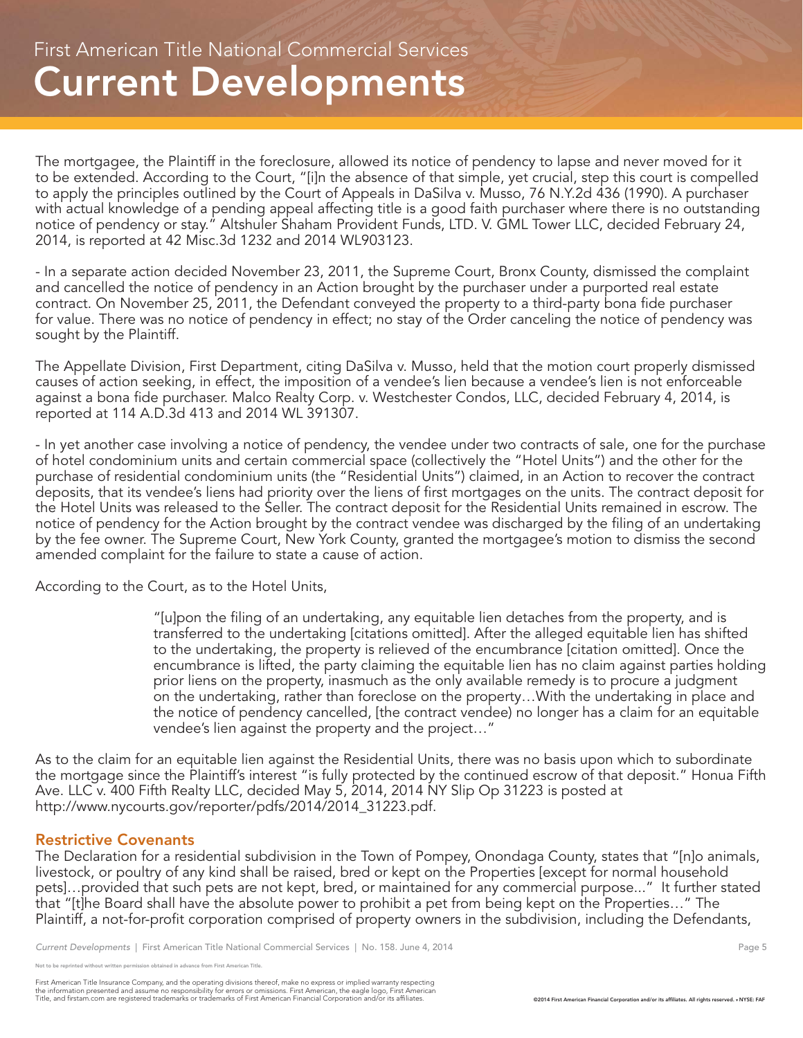The mortgagee, the Plaintiff in the foreclosure, allowed its notice of pendency to lapse and never moved for it to be extended. According to the Court, "[i]n the absence of that simple, yet crucial, step this court is compelled to apply the principles outlined by the Court of Appeals in DaSilva v. Musso, 76 N.Y.2d 436 (1990). A purchaser with actual knowledge of a pending appeal affecting title is a good faith purchaser where there is no outstanding notice of pendency or stay." Altshuler Shaham Provident Funds, LTD. V. GML Tower LLC, decided February 24, 2014, is reported at 42 Misc.3d 1232 and 2014 WL903123.

- In a separate action decided November 23, 2011, the Supreme Court, Bronx County, dismissed the complaint and cancelled the notice of pendency in an Action brought by the purchaser under a purported real estate contract. On November 25, 2011, the Defendant conveyed the property to a third-party bona fide purchaser for value. There was no notice of pendency in effect; no stay of the Order canceling the notice of pendency was sought by the Plaintiff.

The Appellate Division, First Department, citing DaSilva v. Musso, held that the motion court properly dismissed causes of action seeking, in effect, the imposition of a vendee's lien because a vendee's lien is not enforceable against a bona fide purchaser. Malco Realty Corp. v. Westchester Condos, LLC, decided February 4, 2014, is reported at 114 A.D.3d 413 and 2014 WL 391307.

- In yet another case involving a notice of pendency, the vendee under two contracts of sale, one for the purchase of hotel condominium units and certain commercial space (collectively the "Hotel Units") and the other for the purchase of residential condominium units (the "Residential Units") claimed, in an Action to recover the contract deposits, that its vendee's liens had priority over the liens of first mortgages on the units. The contract deposit for the Hotel Units was released to the Seller. The contract deposit for the Residential Units remained in escrow. The notice of pendency for the Action brought by the contract vendee was discharged by the filing of an undertaking by the fee owner. The Supreme Court, New York County, granted the mortgagee's motion to dismiss the second amended complaint for the failure to state a cause of action.

According to the Court, as to the Hotel Units,

> "[u]pon the filing of an undertaking, any equitable lien detaches from the property, and is transferred to the undertaking [citations omitted]. After the alleged equitable lien has shifted to the undertaking, the property is relieved of the encumbrance [citation omitted]. Once the encumbrance is lifted, the party claiming the equitable lien has no claim against parties holding prior liens on the property, inasmuch as the only available remedy is to procure a judgment on the undertaking, rather than foreclose on the property…With the undertaking in place and the notice of pendency cancelled, [the contract vendee) no longer has a claim for an equitable vendee's lien against the property and the project…"

As to the claim for an equitable lien against the Residential Units, there was no basis upon which to subordinate the mortgage since the Plaintiff's interest "is fully protected by the continued escrow of that deposit." Honua Fifth Ave. LLC v. 400 Fifth Realty LLC, decided May 5, 2014, 2014 NY Slip Op 31223 is posted at http://www.nycourts.gov/reporter/pdfs/2014/2014_31223.pdf.

## Restrictive Covenants

The Declaration for a residential subdivision in the Town of Pompey, Onondaga County, states that "[n]o animals, livestock, or poultry of any kind shall be raised, bred or kept on the Properties [except for normal household pets]…provided that such pets are not kept, bred, or maintained for any commercial purpose..." It further stated that "[t]he Board shall have the absolute power to prohibit a pet from being kept on the Properties…" The Plaintiff, a not-for-profit corporation comprised of property owners in the subdivision, including the Defendants,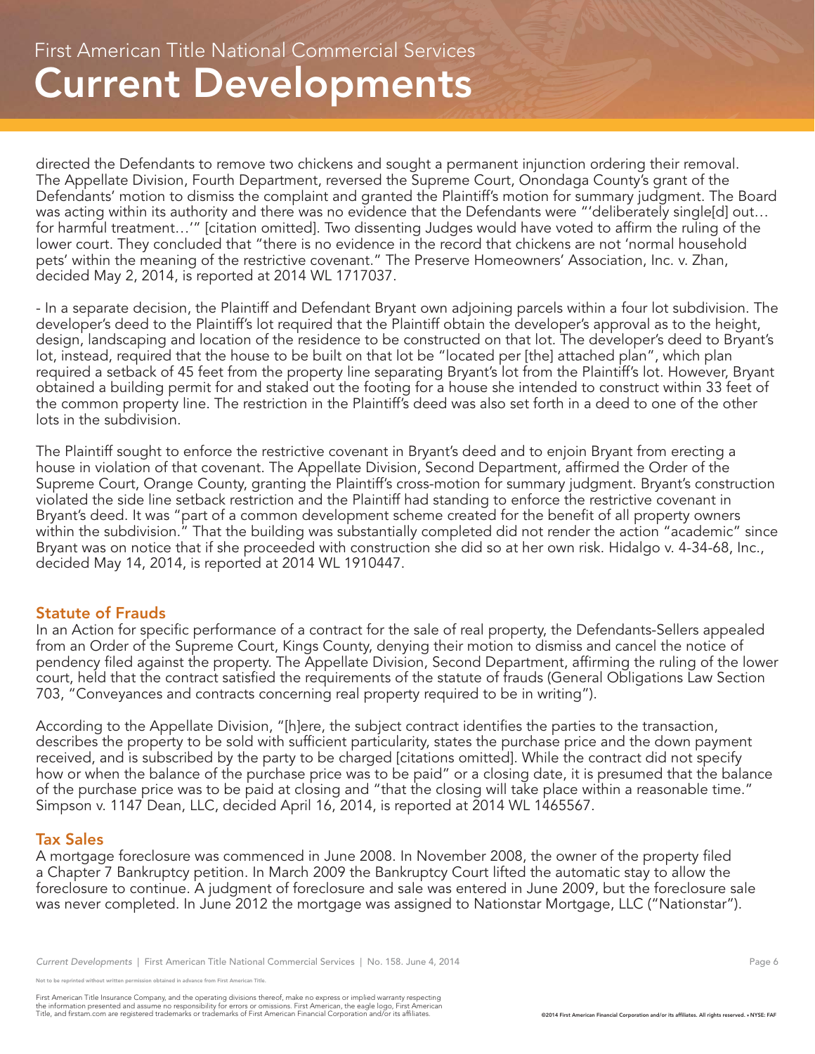directed the Defendants to remove two chickens and sought a permanent injunction ordering their removal. The Appellate Division, Fourth Department, reversed the Supreme Court, Onondaga County's grant of the Defendants' motion to dismiss the complaint and granted the Plaintiff's motion for summary judgment. The Board was acting within its authority and there was no evidence that the Defendants were "'deliberately single[d] out… for harmful treatment…'" [citation omitted]. Two dissenting Judges would have voted to affirm the ruling of the lower court. They concluded that "there is no evidence in the record that chickens are not 'normal household pets' within the meaning of the restrictive covenant." The Preserve Homeowners' Association, Inc. v. Zhan, decided May 2, 2014, is reported at 2014 WL 1717037.

- In a separate decision, the Plaintiff and Defendant Bryant own adjoining parcels within a four lot subdivision. The developer's deed to the Plaintiff's lot required that the Plaintiff obtain the developer's approval as to the height, design, landscaping and location of the residence to be constructed on that lot. The developer's deed to Bryant's lot, instead, required that the house to be built on that lot be "located per [the] attached plan", which plan required a setback of 45 feet from the property line separating Bryant's lot from the Plaintiff's lot. However, Bryant obtained a building permit for and staked out the footing for a house she intended to construct within 33 feet of the common property line. The restriction in the Plaintiff's deed was also set forth in a deed to one of the other lots in the subdivision.

The Plaintiff sought to enforce the restrictive covenant in Bryant's deed and to enjoin Bryant from erecting a house in violation of that covenant. The Appellate Division, Second Department, affirmed the Order of the Supreme Court, Orange County, granting the Plaintiff's cross-motion for summary judgment. Bryant's construction violated the side line setback restriction and the Plaintiff had standing to enforce the restrictive covenant in Bryant's deed. It was "part of a common development scheme created for the benefit of all property owners within the subdivision." That the building was substantially completed did not render the action "academic" since Bryant was on notice that if she proceeded with construction she did so at her own risk. Hidalgo v. 4-34-68, Inc., decided May 14, 2014, is reported at 2014 WL 1910447.

## Statute of Frauds

In an Action for specific performance of a contract for the sale of real property, the Defendants-Sellers appealed from an Order of the Supreme Court, Kings County, denying their motion to dismiss and cancel the notice of pendency filed against the property. The Appellate Division, Second Department, affirming the ruling of the lower court, held that the contract satisfied the requirements of the statute of frauds (General Obligations Law Section 703, "Conveyances and contracts concerning real property required to be in writing").

According to the Appellate Division, "[h]ere, the subject contract identifies the parties to the transaction, describes the property to be sold with sufficient particularity, states the purchase price and the down payment received, and is subscribed by the party to be charged [citations omitted]. While the contract did not specify how or when the balance of the purchase price was to be paid" or a closing date, it is presumed that the balance of the purchase price was to be paid at closing and "that the closing will take place within a reasonable time." Simpson v. 1147 Dean, LLC, decided April 16, 2014, is reported at 2014 WL 1465567.

## Tax Sales

A mortgage foreclosure was commenced in June 2008. In November 2008, the owner of the property filed a Chapter 7 Bankruptcy petition. In March 2009 the Bankruptcy Court lifted the automatic stay to allow the foreclosure to continue. A judgment of foreclosure and sale was entered in June 2009, but the foreclosure sale was never completed. In June 2012 the mortgage was assigned to Nationstar Mortgage, LLC ("Nationstar").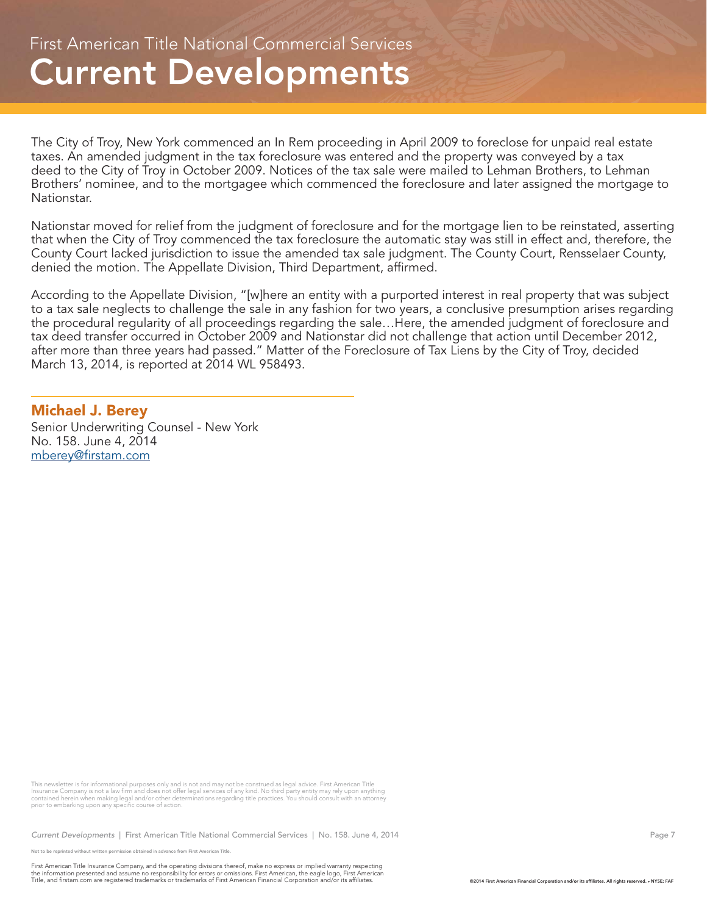The City of Troy, New York commenced an In Rem proceeding in April 2009 to foreclose for unpaid real estate taxes. An amended judgment in the tax foreclosure was entered and the property was conveyed by a tax deed to the City of Troy in October 2009. Notices of the tax sale were mailed to Lehman Brothers, to Lehman Brothers' nominee, and to the mortgagee which commenced the foreclosure and later assigned the mortgage to Nationstar.

Nationstar moved for relief from the judgment of foreclosure and for the mortgage lien to be reinstated, asserting that when the City of Troy commenced the tax foreclosure the automatic stay was still in effect and, therefore, the County Court lacked jurisdiction to issue the amended tax sale judgment. The County Court, Rensselaer County, denied the motion. The Appellate Division, Third Department, affirmed.

According to the Appellate Division, "[w]here an entity with a purported interest in real property that was subject to a tax sale neglects to challenge the sale in any fashion for two years, a conclusive presumption arises regarding the procedural regularity of all proceedings regarding the sale…Here, the amended judgment of foreclosure and tax deed transfer occurred in October 2009 and Nationstar did not challenge that action until December 2012, after more than three years had passed." Matter of the Foreclosure of Tax Liens by the City of Troy, decided March 13, 2014, is reported at 2014 WL 958493.

---

**Michael J. Berey**
Senior Underwriting Counsel - New York
No. 158. June 4, 2014
mberey@firstam.com

This newsletter is for informational purposes only and is not and may not be construed as legal advice. First American Title Insurance Company is not a law firm and does not offer legal services of any kind. No third party entity may rely upon anything contained herein when making legal and/or other determinations regarding title practices. You should consult with an attorney prior to embarking upon any specific course of action.

Not to be reprinted without written permission obtained in advance from First American Title.

First American Title Insurance Company, and the operating divisions thereof, make no express or implied warranty respecting the information presented and assume no responsibility for errors or omissions. First American, the eagle logo, First American Title, and firstam.com are registered trademarks or trademarks of First American Financial Corporation and/or its affiliates.

©2014 First American Financial Corporation and/or its affiliates. All rights reserved. • NYSE: FAF